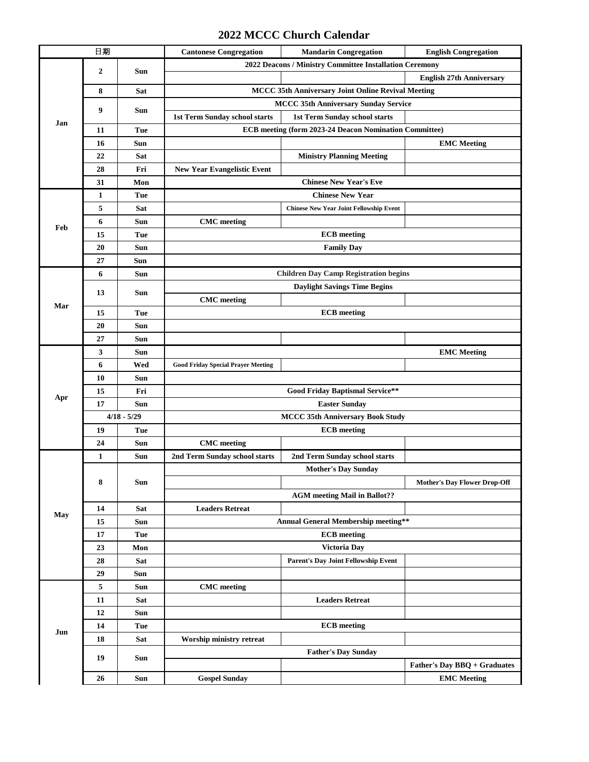# 2022 MCCC Church Calendar

| 日期 | | | Cantonese Congregation | Mandarin Congregation | English Congregation |
|---|---|---|---|---|---|
| Jan | 2 | Sun | 2022 Deacons / Ministry Committee Installation Ceremony | | |
| | | | | | English 27th Anniversary |
| | 8 | Sat | MCCC 35th Anniversary Joint Online Revival Meeting | | |
| | 9 | Sun | MCCC 35th Anniversary Sunday Service | | |
| | | | 1st Term Sunday school starts | 1st Term Sunday school starts | |
| | 11 | Tue | ECB meeting (form 2023-24 Deacon Nomination Committee) | | |
| | 16 | Sun | | | EMC Meeting |
| | 22 | Sat | | Ministry Planning Meeting | |
| | 28 | Fri | New Year Evangelistic Event | | |
| | 31 | Mon | Chinese New Year's Eve | | |
| Feb | 1 | Tue | Chinese New Year | | |
| | 5 | Sat | | Chinese New Year Joint Fellowship Event | |
| | 6 | Sun | CMC meeting | | |
| | 15 | Tue | ECB meeting | | |
| | 20 | Sun | Family Day | | |
| | 27 | Sun | | | |
| Mar | 6 | Sun | Children Day Camp Registration begins | | |
| | 13 | Sun | Daylight Savings Time Begins | | |
| | | | CMC meeting | | |
| | 15 | Tue | ECB meeting | | |
| | 20 | Sun | | | |
| | 27 | Sun | | | |
| Apr | 3 | Sun | | | EMC Meeting |
| | 6 | Wed | Good Friday Special Prayer Meeting | | |
| | 10 | Sun | | | |
| | 15 | Fri | Good Friday Baptismal Service** | | |
| | 17 | Sun | Easter Sunday | | |
| | 4/18 - 5/29 | | MCCC 35th Anniversary Book Study | | |
| | 19 | Tue | ECB meeting | | |
| | 24 | Sun | CMC meeting | | |
| May | 1 | Sun | 2nd Term Sunday school starts | 2nd Term Sunday school starts | |
| | 8 | Sun | Mother's Day Sunday | | |
| | | | | | Mother's Day Flower Drop-Off |
| | | | AGM meeting Mail in Ballot?? | | |
| | 14 | Sat | Leaders Retreat | | |
| | 15 | Sun | Annual General Membership meeting** | | |
| | 17 | Tue | ECB meeting | | |
| | 23 | Mon | Victoria Day | | |
| | 28 | Sat | | Parent's Day Joint Fellowship Event | |
| | 29 | Sun | | | |
| Jun | 5 | Sun | CMC meeting | | |
| | 11 | Sat | | Leaders Retreat | |
| | 12 | Sun | | | |
| | 14 | Tue | ECB meeting | | |
| | 18 | Sat | Worship ministry retreat | | |
| | 19 | Sun | Father's Day Sunday | | |
| | | | | | Father's Day BBQ + Graduates |
| | 26 | Sun | Gospel Sunday | | EMC Meeting |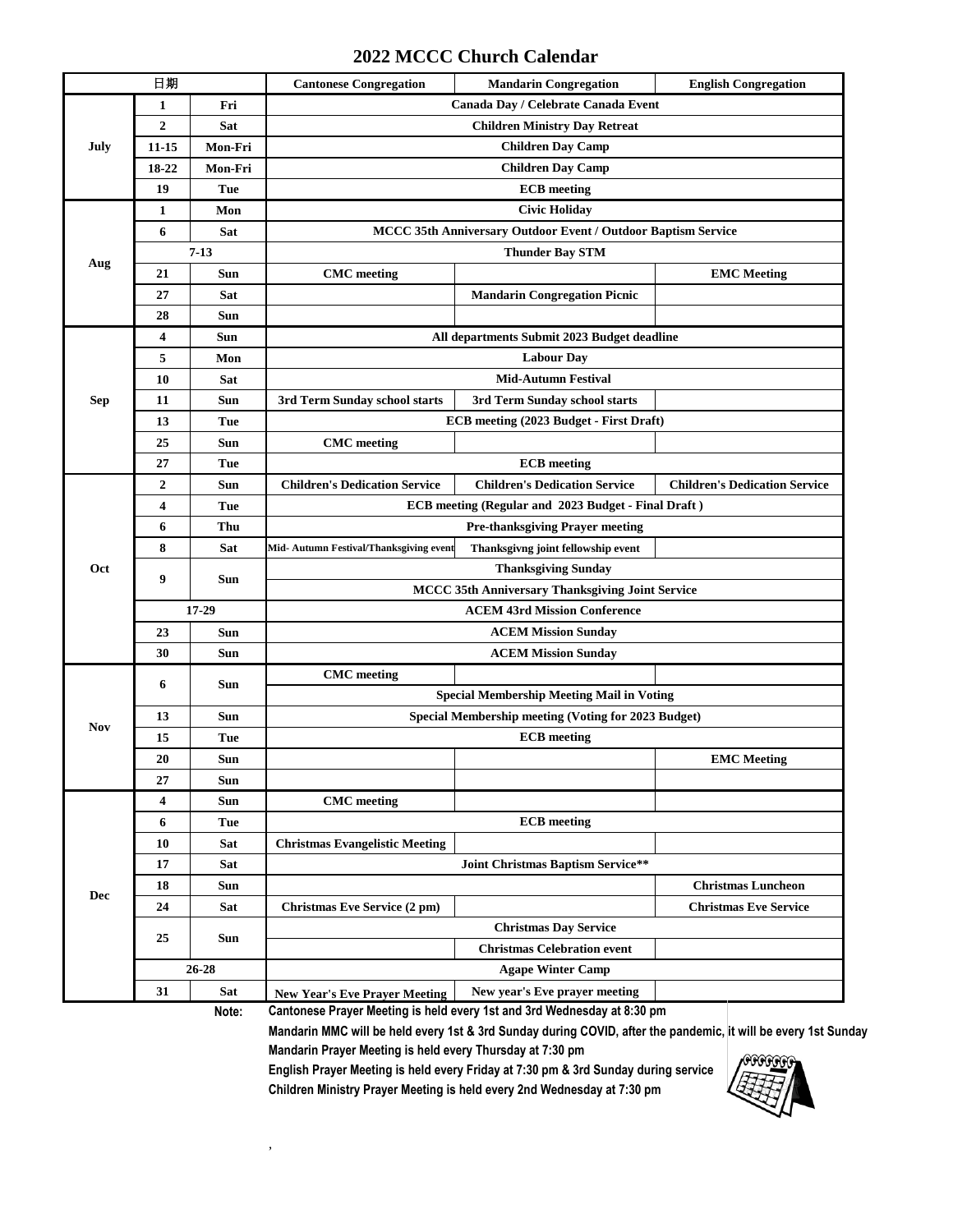# 2022 MCCC Church Calendar

| 日期 | | | Cantonese Congregation | Mandarin Congregation | English Congregation |
|---|---|---|---|---|---|
| July | 1 | Fri | Canada Day / Celebrate Canada Event | | |
| | 2 | Sat | Children Ministry Day Retreat | | |
| | 11-15 | Mon-Fri | Children Day Camp | | |
| | 18-22 | Mon-Fri | Children Day Camp | | |
| | 19 | Tue | ECB meeting | | |
| Aug | 1 | Mon | Civic Holiday | | |
| | 6 | Sat | MCCC 35th Anniversary Outdoor Event / Outdoor Baptism Service | | |
| | 7-13 | | Thunder Bay STM | | |
| | 21 | Sun | CMC meeting | | EMC Meeting |
| | 27 | Sat | | Mandarin Congregation Picnic | |
| | 28 | Sun | | | |
| Sep | 4 | Sun | All departments Submit 2023 Budget deadline | | |
| | 5 | Mon | Labour Day | | |
| | 10 | Sat | Mid-Autumn Festival | | |
| | 11 | Sun | 3rd Term Sunday school starts | 3rd Term Sunday school starts | |
| | 13 | Tue | ECB meeting (2023 Budget - First Draft) | | |
| | 25 | Sun | CMC meeting | | |
| | 27 | Tue | ECB meeting | | |
| Oct | 2 | Sun | Children's Dedication Service | Children's Dedication Service | Children's Dedication Service |
| | 4 | Tue | ECB meeting (Regular and 2023 Budget - Final Draft ) | | |
| | 6 | Thu | Pre-thanksgiving Prayer meeting | | |
| | 8 | Sat | Mid- Autumn Festival/Thanksgiving event | Thanksgivng joint fellowship event | |
| | 9 | Sun | Thanksgiving Sunday | | |
| | | | MCCC 35th Anniversary Thanksgiving Joint Service | | |
| | 17-29 | | ACEM 43rd Mission Conference | | |
| | 23 | Sun | ACEM Mission Sunday | | |
| | 30 | Sun | ACEM Mission Sunday | | |
| Nov | 6 | Sun | CMC meeting | | |
| | | | Special Membership Meeting Mail in Voting | | |
| | 13 | Sun | Special Membership meeting (Voting for 2023 Budget) | | |
| | 15 | Tue | ECB meeting | | |
| | 20 | Sun | | | EMC Meeting |
| | 27 | Sun | | | |
| Dec | 4 | Sun | CMC meeting | | |
| | 6 | Tue | ECB meeting | | |
| | 10 | Sat | Christmas Evangelistic Meeting | | |
| | 17 | Sat | Joint Christmas Baptism Service** | | |
| | 18 | Sun | | | Christmas Luncheon |
| | 24 | Sat | Christmas Eve Service (2 pm) | | Christmas Eve Service |
| | 25 | Sun | Christmas Day Service | | |
| | | | | Christmas Celebration event | |
| | 26-28 | | Agape Winter Camp | | |
| | 31 | Sat | New Year's Eve Prayer Meeting | New year's Eve prayer meeting | |

**Note:**
**Cantonese Prayer Meeting is held every 1st and 3rd Wednesday at 8:30 pm**
**Mandarin MMC will be held every 1st & 3rd Sunday during COVID, after the pandemic, it will be every 1st Sunday**
**Mandarin Prayer Meeting is held every Thursday at 7:30 pm**
**English Prayer Meeting is held every Friday at 7:30 pm & 3rd Sunday during service**
**Children Ministry Prayer Meeting is held every 2nd Wednesday at 7:30 pm**